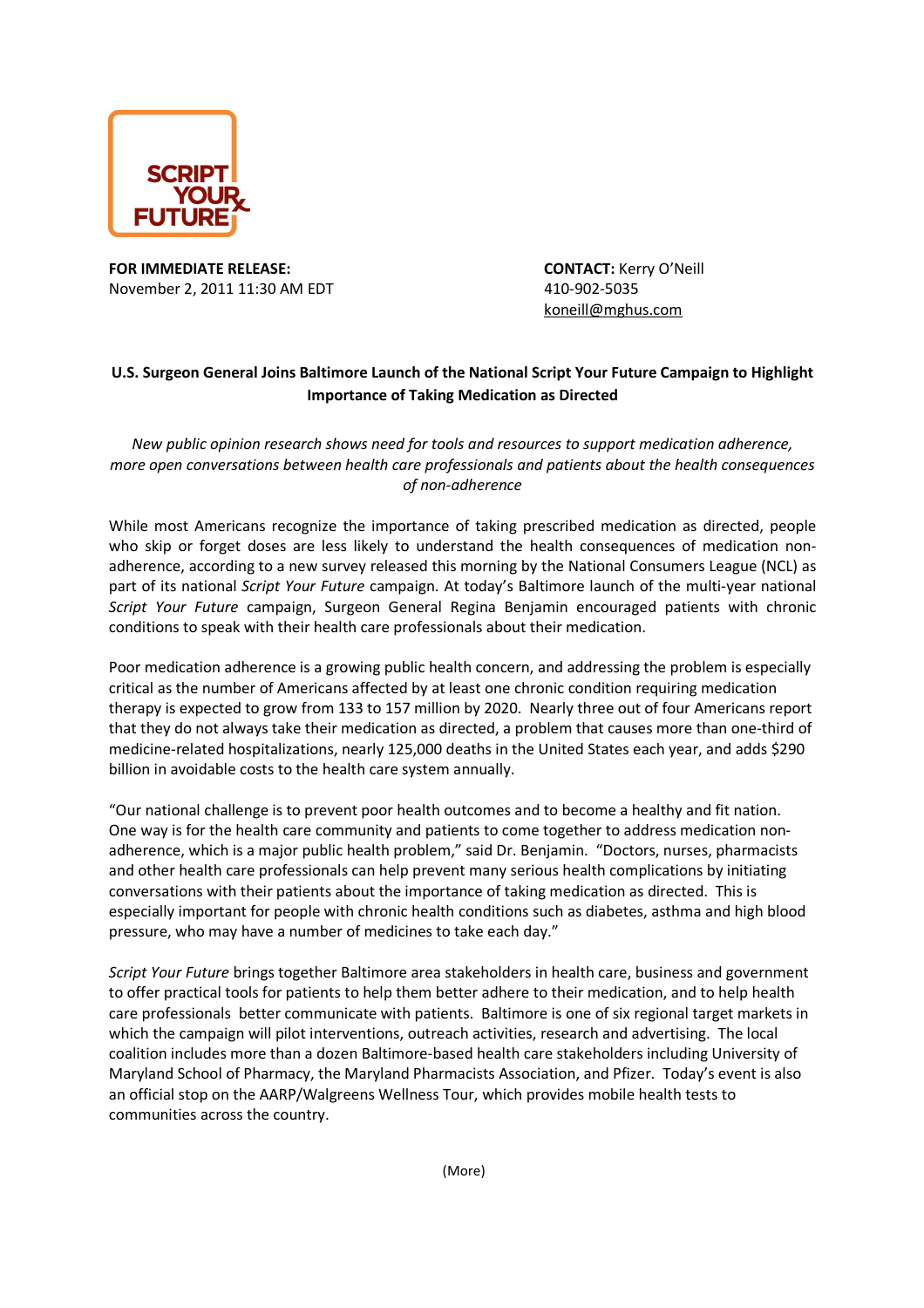SCRIPT YOUR FUTURE

**FOR IMMEDIATE RELEASE:**
November 2, 2011 11:30 AM EDT

**CONTACT:** Kerry O'Neill
410-902-5035
koneill@mghus.com

**U.S. Surgeon General Joins Baltimore Launch of the National Script Your Future Campaign to Highlight Importance of Taking Medication as Directed**

*New public opinion research shows need for tools and resources to support medication adherence, more open conversations between health care professionals and patients about the health consequences of non-adherence*

While most Americans recognize the importance of taking prescribed medication as directed, people who skip or forget doses are less likely to understand the health consequences of medication non-adherence, according to a new survey released this morning by the National Consumers League (NCL) as part of its national *Script Your Future* campaign. At today's Baltimore launch of the multi-year national *Script Your Future* campaign, Surgeon General Regina Benjamin encouraged patients with chronic conditions to speak with their health care professionals about their medication.

Poor medication adherence is a growing public health concern, and addressing the problem is especially critical as the number of Americans affected by at least one chronic condition requiring medication therapy is expected to grow from 133 to 157 million by 2020. Nearly three out of four Americans report that they do not always take their medication as directed, a problem that causes more than one-third of medicine-related hospitalizations, nearly 125,000 deaths in the United States each year, and adds $290 billion in avoidable costs to the health care system annually.

"Our national challenge is to prevent poor health outcomes and to become a healthy and fit nation. One way is for the health care community and patients to come together to address medication non-adherence, which is a major public health problem," said Dr. Benjamin. "Doctors, nurses, pharmacists and other health care professionals can help prevent many serious health complications by initiating conversations with their patients about the importance of taking medication as directed. This is especially important for people with chronic health conditions such as diabetes, asthma and high blood pressure, who may have a number of medicines to take each day."

*Script Your Future* brings together Baltimore area stakeholders in health care, business and government to offer practical tools for patients to help them better adhere to their medication, and to help health care professionals better communicate with patients. Baltimore is one of six regional target markets in which the campaign will pilot interventions, outreach activities, research and advertising. The local coalition includes more than a dozen Baltimore-based health care stakeholders including University of Maryland School of Pharmacy, the Maryland Pharmacists Association, and Pfizer. Today's event is also an official stop on the AARP/Walgreens Wellness Tour, which provides mobile health tests to communities across the country.

(More)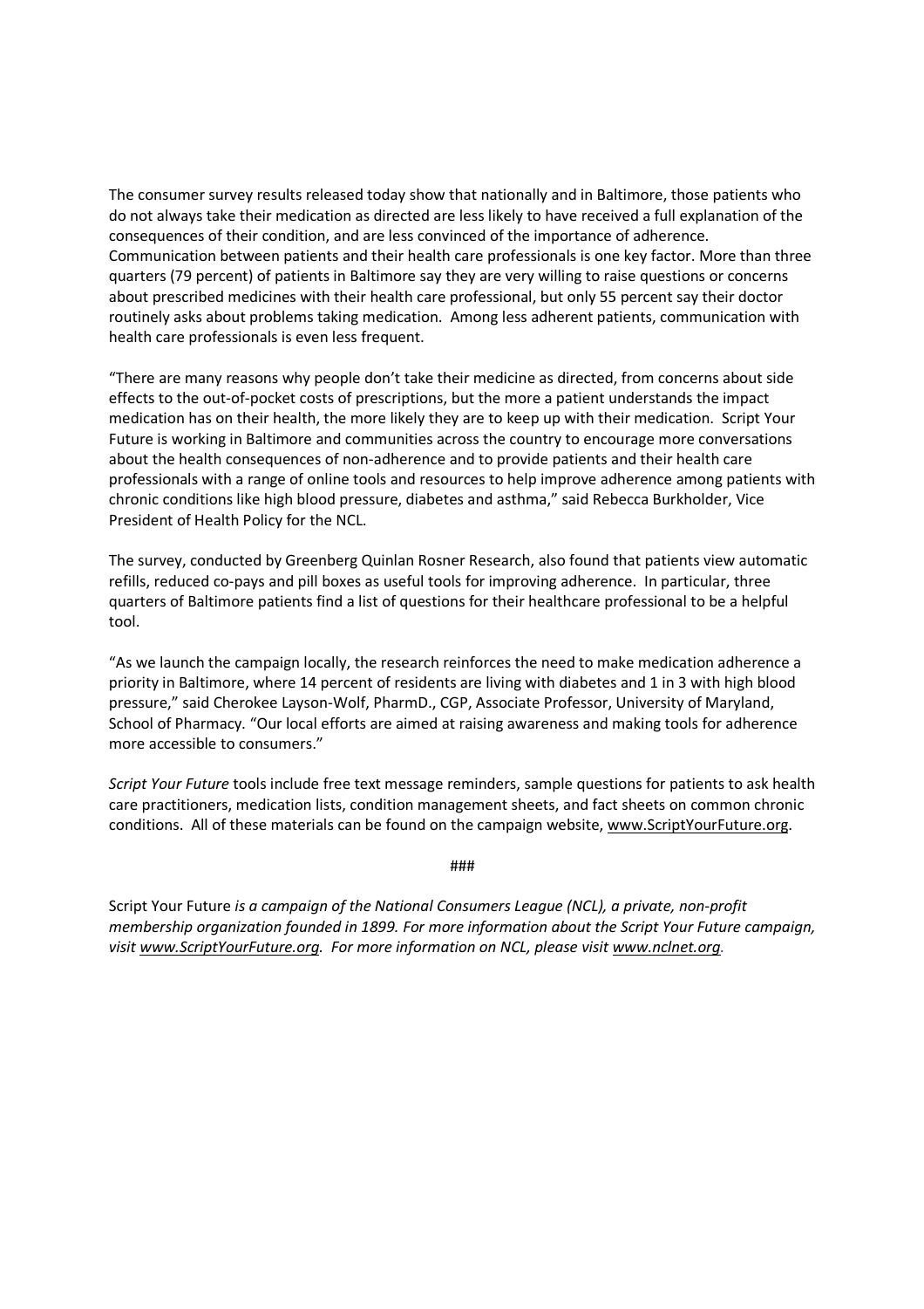The consumer survey results released today show that nationally and in Baltimore, those patients who do not always take their medication as directed are less likely to have received a full explanation of the consequences of their condition, and are less convinced of the importance of adherence. Communication between patients and their health care professionals is one key factor. More than three quarters (79 percent) of patients in Baltimore say they are very willing to raise questions or concerns about prescribed medicines with their health care professional, but only 55 percent say their doctor routinely asks about problems taking medication. Among less adherent patients, communication with health care professionals is even less frequent.

"There are many reasons why people don't take their medicine as directed, from concerns about side effects to the out-of-pocket costs of prescriptions, but the more a patient understands the impact medication has on their health, the more likely they are to keep up with their medication. Script Your Future is working in Baltimore and communities across the country to encourage more conversations about the health consequences of non-adherence and to provide patients and their health care professionals with a range of online tools and resources to help improve adherence among patients with chronic conditions like high blood pressure, diabetes and asthma," said Rebecca Burkholder, Vice President of Health Policy for the NCL.

The survey, conducted by Greenberg Quinlan Rosner Research, also found that patients view automatic refills, reduced co-pays and pill boxes as useful tools for improving adherence. In particular, three quarters of Baltimore patients find a list of questions for their healthcare professional to be a helpful tool.

"As we launch the campaign locally, the research reinforces the need to make medication adherence a priority in Baltimore, where 14 percent of residents are living with diabetes and 1 in 3 with high blood pressure," said Cherokee Layson-Wolf, PharmD., CGP, Associate Professor, University of Maryland, School of Pharmacy. "Our local efforts are aimed at raising awareness and making tools for adherence more accessible to consumers."

*Script Your Future* tools include free text message reminders, sample questions for patients to ask health care practitioners, medication lists, condition management sheets, and fact sheets on common chronic conditions. All of these materials can be found on the campaign website, www.ScriptYourFuture.org.

###

Script Your Future *is a campaign of the National Consumers League (NCL), a private, non-profit membership organization founded in 1899. For more information about the Script Your Future campaign, visit www.ScriptYourFuture.org. For more information on NCL, please visit www.nclnet.org.*